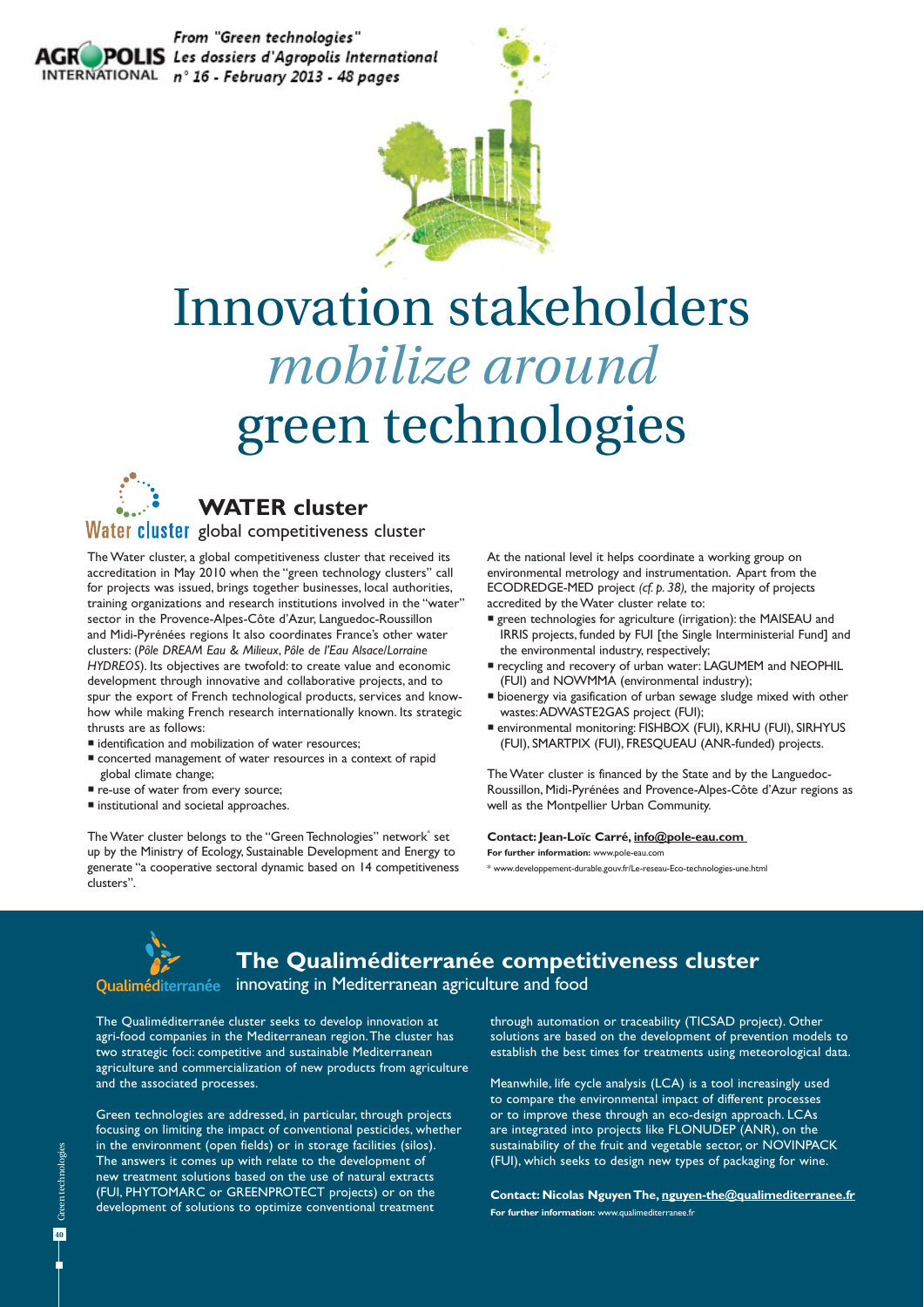From "Green technologies"
Les dossiers d'Agropolis International
n° 16 - February 2013 - 48 pages

# Innovation stakeholders *mobilize around* green technologies

## WATER cluster

### global competitiveness cluster

The Water cluster, a global competitiveness cluster that received its accreditation in May 2010 when the "green technology clusters" call for projects was issued, brings together businesses, local authorities, training organizations and research institutions involved in the "water" sector in the Provence-Alpes-Côte d'Azur, Languedoc-Roussillon and Midi-Pyrénées regions It also coordinates France's other water clusters: (*Pôle DREAM Eau & Milieux*, *Pôle de l'Eau Alsace/Lorraine HYDREOS*). Its objectives are twofold: to create value and economic development through innovative and collaborative projects, and to spur the export of French technological products, services and know-how while making French research internationally known. Its strategic thrusts are as follows:

- identification and mobilization of water resources;
- concerted management of water resources in a context of rapid global climate change;
- re-use of water from every source;
- institutional and societal approaches.

The Water cluster belongs to the "Green Technologies" network* set up by the Ministry of Ecology, Sustainable Development and Energy to generate "a cooperative sectoral dynamic based on 14 competitiveness clusters".

At the national level it helps coordinate a working group on environmental metrology and instrumentation. Apart from the ECODREDGE-MED project *(cf. p. 38)*, the majority of projects accredited by the Water cluster relate to:

- green technologies for agriculture (irrigation): the MAISEAU and IRRIS projects, funded by FUI [the Single Interministerial Fund] and the environmental industry, respectively;
- recycling and recovery of urban water: LAGUMEM and NEOPHIL (FUI) and NOWMMA (environmental industry);
- bioenergy via gasification of urban sewage sludge mixed with other wastes: ADWASTE2GAS project (FUI);
- environmental monitoring: FISHBOX (FUI), KRHU (FUI), SIRHYUS (FUI), SMARTPIX (FUI), FRESQUEAU (ANR-funded) projects.

The Water cluster is financed by the State and by the Languedoc-Roussillon, Midi-Pyrénées and Provence-Alpes-Côte d'Azur regions as well as the Montpellier Urban Community.

**Contact: Jean-Loïc Carré, info@pole-eau.com**

**For further information:** www.pole-eau.com

* www.developpement-durable.gouv.fr/Le-reseau-Eco-technologies-une.html

## The Qualiméditerranée competitiveness cluster

### innovating in Mediterranean agriculture and food

The Qualiméditerranée cluster seeks to develop innovation at agri-food companies in the Mediterranean region. The cluster has two strategic foci: competitive and sustainable Mediterranean agriculture and commercialization of new products from agriculture and the associated processes.

Green technologies are addressed, in particular, through projects focusing on limiting the impact of conventional pesticides, whether in the environment (open fields) or in storage facilities (silos). The answers it comes up with relate to the development of new treatment solutions based on the use of natural extracts (FUI, PHYTOMARC or GREENPROTECT projects) or on the development of solutions to optimize conventional treatment through automation or traceability (TICSAD project). Other solutions are based on the development of prevention models to establish the best times for treatments using meteorological data.

Meanwhile, life cycle analysis (LCA) is a tool increasingly used to compare the environmental impact of different processes or to improve these through an eco-design approach. LCAs are integrated into projects like FLONUDEP (ANR), on the sustainability of the fruit and vegetable sector, or NOVINPACK (FUI), which seeks to design new types of packaging for wine.

**Contact: Nicolas Nguyen The, nguyen-the@qualimediterranee.fr**

**For further information:** www.qualimediterranee.fr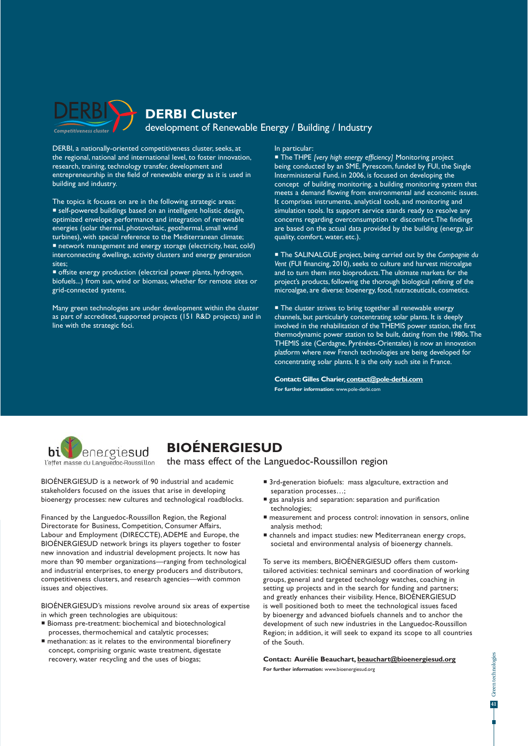## DERBI Cluster

development of Renewable Energy / Building / Industry

DERBI, a nationally-oriented competitiveness cluster, seeks, at the regional, national and international level, to foster innovation, research, training, technology transfer, development and entrepreneurship in the field of renewable energy as it is used in building and industry.

The topics it focuses on are in the following strategic areas:

- self-powered buildings based on an intelligent holistic design, optimized envelope performance and integration of renewable energies (solar thermal, photovoltaic, geothermal, small wind turbines), with special reference to the Mediterranean climate;
- network management and energy storage (electricity, heat, cold) interconnecting dwellings, activity clusters and energy generation sites;
- offsite energy production (electrical power plants, hydrogen, biofuels...) from sun, wind or biomass, whether for remote sites or grid-connected systems.

Many green technologies are under development within the cluster as part of accredited, supported projects (151 R&D projects) and in line with the strategic foci.

In particular:

- The THPE *[very high energy efficiency]* Monitoring project being conducted by an SME, Pyrescom, funded by FUI, the Single Interministerial Fund, in 2006, is focused on developing the concept of building monitoring. a building monitoring system that meets a demand flowing from environmental and economic issues. It comprises instruments, analytical tools, and monitoring and simulation tools. Its support service stands ready to resolve any concerns regarding overconsumption or discomfort. The findings are based on the actual data provided by the building (energy, air quality, comfort, water, etc.).

- The SALINALGUE project, being carried out by the *Compagnie du Vent* (FUI financing, 2010), seeks to culture and harvest microalgae and to turn them into bioproducts. The ultimate markets for the project's products, following the thorough biological refining of the microalgae, are diverse: bioenergy, food, nutraceuticals, cosmetics.

- The cluster strives to bring together all renewable energy channels, but particularly concentrating solar plants. It is deeply involved in the rehabilitation of the THEMIS power station, the first thermodynamic power station to be built, dating from the 1980s. The THEMIS site (Cerdagne, Pyrénées-Orientales) is now an innovation platform where new French technologies are being developed for concentrating solar plants. It is the only such site in France.

**Contact: Gilles Charier, contact@pole-derbi.com**

**For further information:** www.pole-derbi.com

## BIOÉNERGIESUD

the mass effect of the Languedoc-Roussillon region

BIOÉNERGIESUD is a network of 90 industrial and academic stakeholders focused on the issues that arise in developing bioenergy processes: new cultures and technological roadblocks.

Financed by the Languedoc-Roussillon Region, the Regional Directorate for Business, Competition, Consumer Affairs, Labour and Employment (DIRECCTE), ADEME and Europe, the BIOÉNERGIESUD network brings its players together to foster new innovation and industrial development projects. It now has more than 90 member organizations—ranging from technological and industrial enterprises, to energy producers and distributors, competitiveness clusters, and research agencies—with common issues and objectives.

BIOÉNERGIESUD's missions revolve around six areas of expertise in which green technologies are ubiquitous:

- Biomass pre-treatment: biochemical and biotechnological processes, thermochemical and catalytic processes;
- methanation: as it relates to the environmental biorefinery concept, comprising organic waste treatment, digestate recovery, water recycling and the uses of biogas;
- 3rd-generation biofuels: mass algaculture, extraction and separation processes…;
- gas analysis and separation: separation and purification technologies;
- measurement and process control: innovation in sensors, online analysis method;
- channels and impact studies: new Mediterranean energy crops, societal and environmental analysis of bioenergy channels.

To serve its members, BIOÉNERGIESUD offers them custom-tailored activities: technical seminars and coordination of working groups, general and targeted technology watches, coaching in setting up projects and in the search for funding and partners; and greatly enhances their visibility. Hence, BIOÉNERGIESUD is well positioned both to meet the technological issues faced by bioenergy and advanced biofuels channels and to anchor the development of such new industries in the Languedoc-Roussillon Region; in addition, it will seek to expand its scope to all countries of the South.

**Contact: Aurélie Beauchart, beauchart@bioenergiesud.org**

**For further information:** www.bioenergiesud.org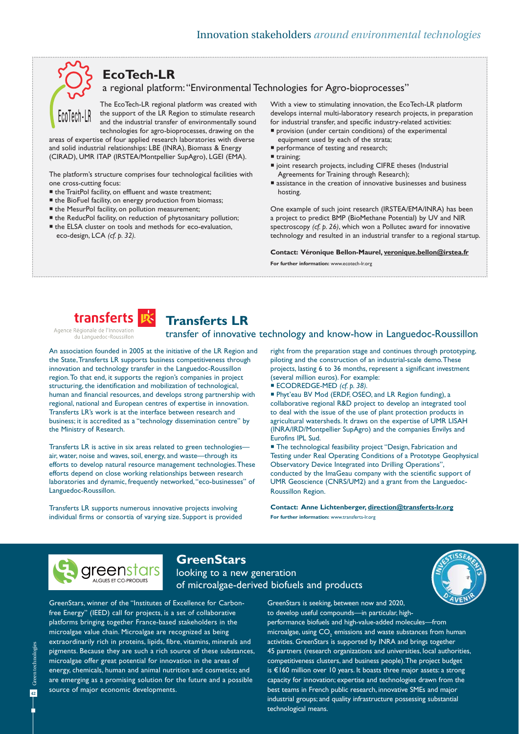## EcoTech-LR

### a regional platform: "Environmental Technologies for Agro-bioprocesses"

The EcoTech-LR regional platform was created with the support of the LR Region to stimulate research and the industrial transfer of environmentally sound technologies for agro-bioprocesses, drawing on the areas of expertise of four applied research laboratories with diverse and solid industrial relationships: LBE (INRA), Biomass & Energy (CIRAD), UMR ITAP (IRSTEA/Montpellier SupAgro), LGEI (EMA).

The platform's structure comprises four technological facilities with one cross-cutting focus:

- the TraitPol facility, on effluent and waste treatment;
- the BioFuel facility, on energy production from biomass;
- the MesurPol facility, on pollution measurement;
- the ReducPol facility, on reduction of phytosanitary pollution;
- the ELSA cluster on tools and methods for eco-evaluation, eco-design, LCA *(cf. p. 32).*

With a view to stimulating innovation, the EcoTech-LR platform develops internal multi-laboratory research projects, in preparation for industrial transfer, and specific industry-related activities:

- provision (under certain conditions) of the experimental equipment used by each of the strata;
- performance of testing and research;
- training;
- joint research projects, including CIFRE theses (Industrial Agreements for Training through Research);
- assistance in the creation of innovative businesses and business hosting.

One example of such joint research (IRSTEA/EMA/INRA) has been a project to predict BMP (BioMethane Potential) by UV and NIR spectroscopy *(cf. p. 26)*, which won a Pollutec award for innovative technology and resulted in an industrial transfer to a regional startup.

**Contact: Véronique Bellon-Maurel, veronique.bellon@irstea.fr**

**For further information:** www.ecotech-lr.org

## Transferts LR

### transfer of innovative technology and know-how in Languedoc-Roussillon

An association founded in 2005 at the initiative of the LR Region and the State, Transferts LR supports business competitiveness through innovation and technology transfer in the Languedoc-Roussillon region. To that end, it supports the region's companies in project structuring, the identification and mobilization of technological, human and financial resources, and develops strong partnership with regional, national and European centres of expertise in innovation. Transferts LR's work is at the interface between research and business; it is accredited as a "technology dissemination centre" by the Ministry of Research.

Transferts LR is active in six areas related to green technologies—air, water, noise and waves, soil, energy, and waste—through its efforts to develop natural resource management technologies. These efforts depend on close working relationships between research laboratories and dynamic, frequently networked, "eco-businesses" of Languedoc-Roussillon.

Transferts LR supports numerous innovative projects involving individual firms or consortia of varying size. Support is provided right from the preparation stage and continues through prototyping, piloting and the construction of an industrial-scale demo. These projects, lasting 6 to 36 months, represent a significant investment (several million euros). For example:

- ECODREDGE-MED *(cf. p. 38).*
- Phyt'eau BV Mod (ERDF, OSEO, and LR Region funding), a collaborative regional R&D project to develop an integrated tool to deal with the issue of the use of plant protection products in agricultural watersheds. It draws on the expertise of UMR LISAH (INRA/IRD/Montpellier SupAgro) and the companies Envilys and Eurofins IPL Sud.
- The technological feasibility project "Design, Fabrication and Testing under Real Operating Conditions of a Prototype Geophysical Observatory Device Integrated into Drilling Operations", conducted by the ImaGeau company with the scientific support of UMR Geoscience (CNRS/UM2) and a grant from the Languedoc-Roussillon Region.

**Contact: Anne Lichtenberger, direction@transferts-lr.org**

**For further information:** www.transferts-lr.org

## GreenStars

### looking to a new generation of microalgae-derived biofuels and products

GreenStars, winner of the "Institutes of Excellence for Carbon-free Energy" (IEED) call for projects, is a set of collaborative platforms bringing together France-based stakeholders in the microalgae value chain. Microalgae are recognized as being extraordinarily rich in proteins, lipids, fibre, vitamins, minerals and pigments. Because they are such a rich source of these substances, microalgae offer great potential for innovation in the areas of energy, chemicals, human and animal nutrition and cosmetics; and are emerging as a promising solution for the future and a possible source of major economic developments.

GreenStars is seeking, between now and 2020, to develop useful compounds—in particular, high-performance biofuels and high-value-added molecules—from microalgae, using $CO_2$ emissions and waste substances from human activities. GreenStars is supported by INRA and brings together 45 partners (research organizations and universities, local authorities, competitiveness clusters, and business people). The project budget is €160 million over 10 years. It boasts three major assets: a strong capacity for innovation; expertise and technologies drawn from the best teams in French public research, innovative SMEs and major industrial groups; and quality infrastructure possessing substantial technological means.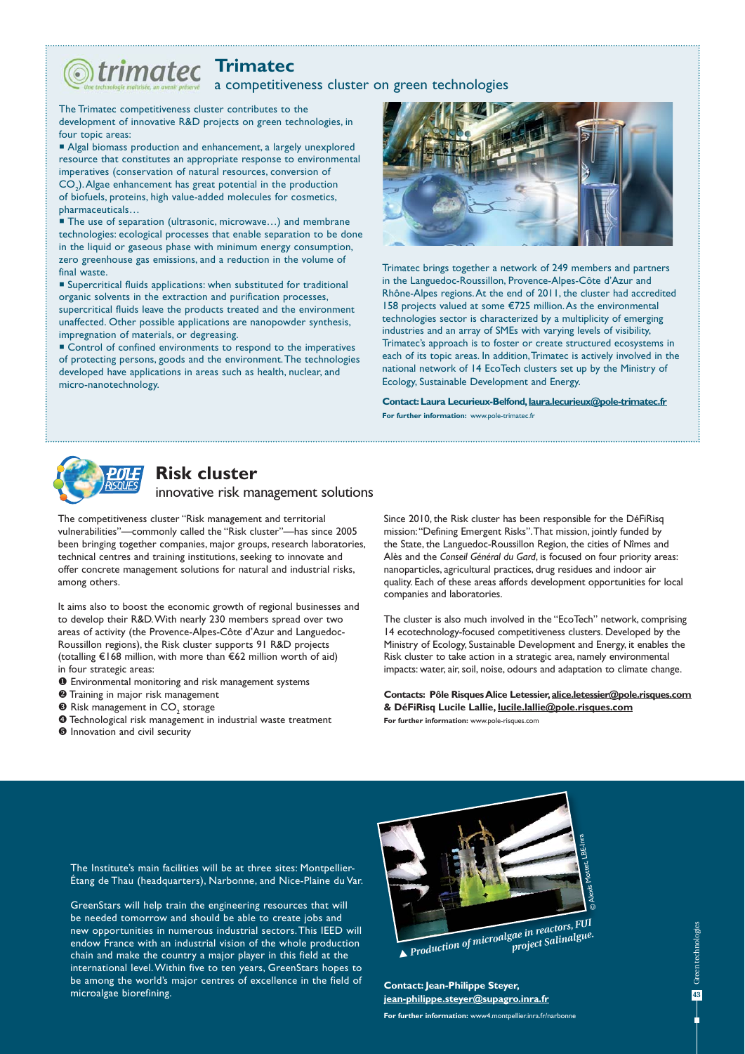## Trimatec

### a competitiveness cluster on green technologies

The Trimatec competitiveness cluster contributes to the development of innovative R&D projects on green technologies, in four topic areas:

- Algal biomass production and enhancement, a largely unexplored resource that constitutes an appropriate response to environmental imperatives (conservation of natural resources, conversion of $CO_2$). Algae enhancement has great potential in the production of biofuels, proteins, high value-added molecules for cosmetics, pharmaceuticals…
- The use of separation (ultrasonic, microwave…) and membrane technologies: ecological processes that enable separation to be done in the liquid or gaseous phase with minimum energy consumption, zero greenhouse gas emissions, and a reduction in the volume of final waste.
- Supercritical fluids applications: when substituted for traditional organic solvents in the extraction and purification processes, supercritical fluids leave the products treated and the environment unaffected. Other possible applications are nanopowder synthesis, impregnation of materials, or degreasing.
- Control of confined environments to respond to the imperatives of protecting persons, goods and the environment. The technologies developed have applications in areas such as health, nuclear, and micro-nanotechnology.

Trimatec brings together a network of 249 members and partners in the Languedoc-Roussillon, Provence-Alpes-Côte d'Azur and Rhône-Alpes regions. At the end of 2011, the cluster had accredited 158 projects valued at some €725 million. As the environmental technologies sector is characterized by a multiplicity of emerging industries and an array of SMEs with varying levels of visibility, Trimatec's approach is to foster or create structured ecosystems in each of its topic areas. In addition, Trimatec is actively involved in the national network of 14 EcoTech clusters set up by the Ministry of Ecology, Sustainable Development and Energy.

**Contact: Laura Lecurieux-Belfond, laura.lecurieux@pole-trimatec.fr**

**For further information:** www.pole-trimatec.fr

## Risk cluster

### innovative risk management solutions

The competitiveness cluster "Risk management and territorial vulnerabilities"—commonly called the "Risk cluster"—has since 2005 been bringing together companies, major groups, research laboratories, technical centres and training institutions, seeking to innovate and offer concrete management solutions for natural and industrial risks, among others.

It aims also to boost the economic growth of regional businesses and to develop their R&D. With nearly 230 members spread over two areas of activity (the Provence-Alpes-Côte d'Azur and Languedoc-Roussillon regions), the Risk cluster supports 91 R&D projects (totalling €168 million, with more than €62 million worth of aid) in four strategic areas:

1. Environmental monitoring and risk management systems
2. Training in major risk management
3. Risk management in $CO_2$ storage
4. Technological risk management in industrial waste treatment
5. Innovation and civil security

Since 2010, the Risk cluster has been responsible for the DéFiRisq mission: "Defining Emergent Risks". That mission, jointly funded by the State, the Languedoc-Roussillon Region, the cities of Nîmes and Alès and the *Conseil Général du Gard*, is focused on four priority areas: nanoparticles, agricultural practices, drug residues and indoor air quality. Each of these areas affords development opportunities for local companies and laboratories.

The cluster is also much involved in the "EcoTech" network, comprising 14 ecotechnology-focused competitiveness clusters. Developed by the Ministry of Ecology, Sustainable Development and Energy, it enables the Risk cluster to take action in a strategic area, namely environmental impacts: water, air, soil, noise, odours and adaptation to climate change.

**Contacts: Pôle Risques Alice Letessier, alice.letessier@pole.risques.com & DéFiRisq Lucile Lallie, lucile.lallie@pole.risques.com**

**For further information:** www.pole-risques.com

The Institute's main facilities will be at three sites: Montpellier-Étang de Thau (headquarters), Narbonne, and Nice-Plaine du Var.

GreenStars will help train the engineering resources that will be needed tomorrow and should be able to create jobs and new opportunities in numerous industrial sectors. This IEED will endow France with an industrial vision of the whole production chain and make the country a major player in this field at the international level. Within five to ten years, GreenStars hopes to be among the world's major centres of excellence in the field of microalgae biorefining.

▲ *Production of microalgae in reactors, FUI project Salinalgue.*

© Alexis Mottet, LBE-Inra

**Contact: Jean-Philippe Steyer, jean-philippe.steyer@supagro.inra.fr**

**For further information:** www4.montpellier.inra.fr/narbonne